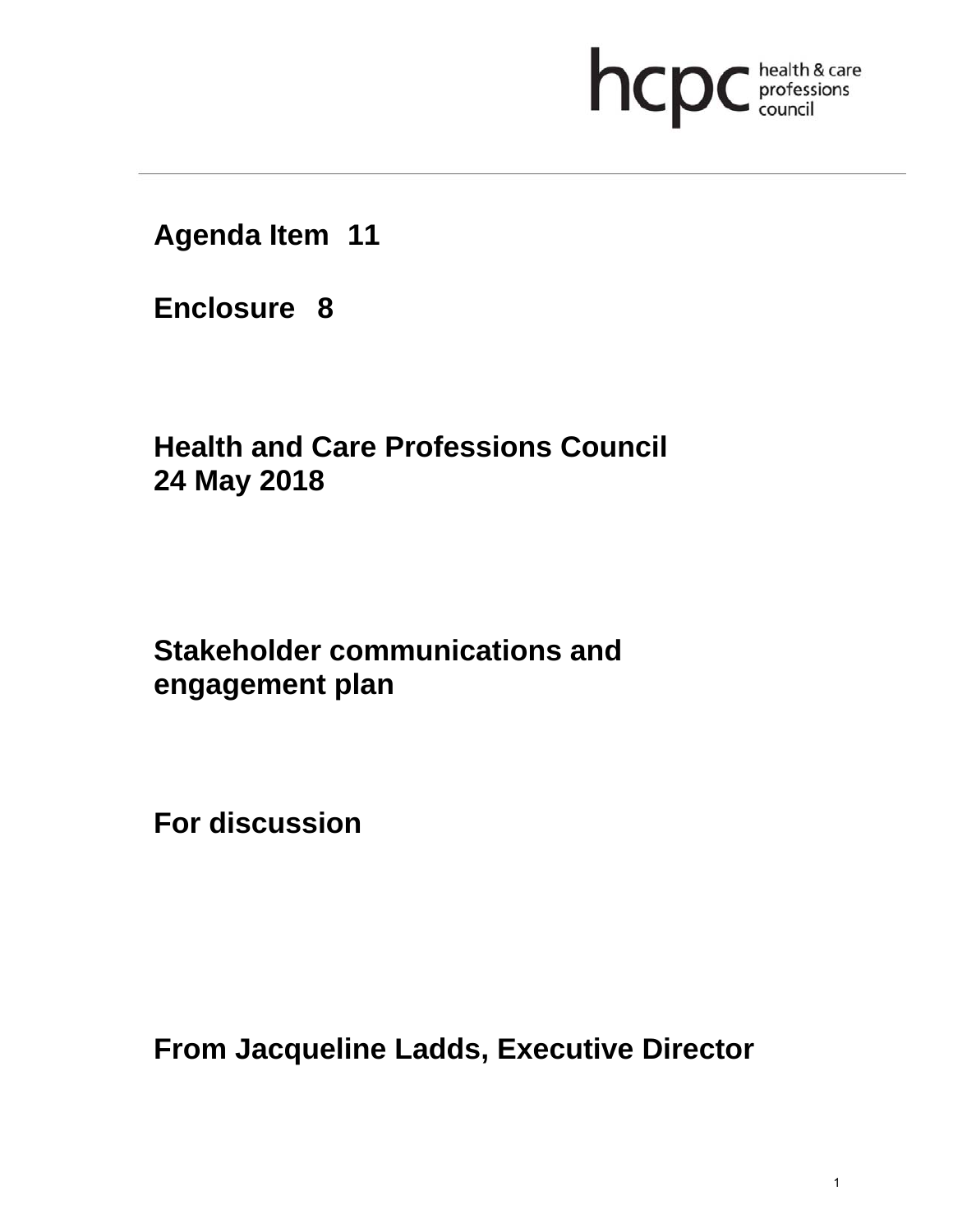**Agenda Item 11**

**Enclosure 8**

**Health and Care Professions Council**
**24 May 2018**

# Stakeholder communications and engagement plan

**For discussion**

**From Jacqueline Ladds, Executive Director**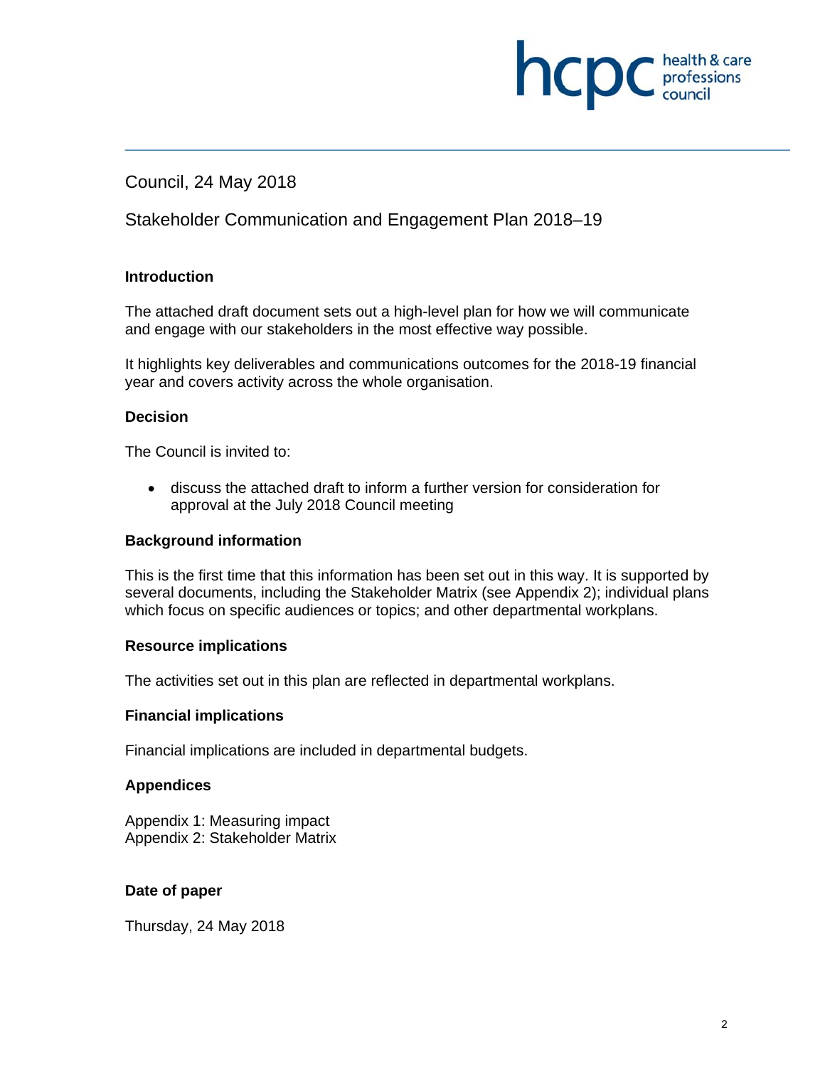Council, 24 May 2018

Stakeholder Communication and Engagement Plan 2018–19

### Introduction

The attached draft document sets out a high-level plan for how we will communicate and engage with our stakeholders in the most effective way possible.

It highlights key deliverables and communications outcomes for the 2018-19 financial year and covers activity across the whole organisation.

### Decision

The Council is invited to:

- discuss the attached draft to inform a further version for consideration for approval at the July 2018 Council meeting

### Background information

This is the first time that this information has been set out in this way. It is supported by several documents, including the Stakeholder Matrix (see Appendix 2); individual plans which focus on specific audiences or topics; and other departmental workplans.

### Resource implications

The activities set out in this plan are reflected in departmental workplans.

### Financial implications

Financial implications are included in departmental budgets.

### Appendices

Appendix 1: Measuring impact
Appendix 2: Stakeholder Matrix

### Date of paper

Thursday, 24 May 2018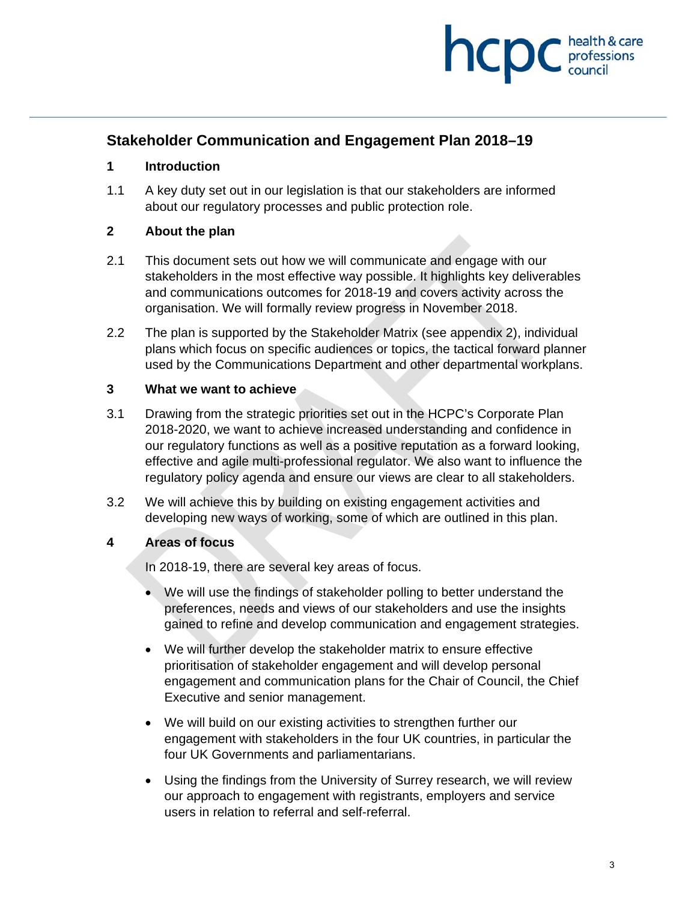## Stakeholder Communication and Engagement Plan 2018–19

### 1 Introduction

1.1 A key duty set out in our legislation is that our stakeholders are informed about our regulatory processes and public protection role.

### 2 About the plan

2.1 This document sets out how we will communicate and engage with our stakeholders in the most effective way possible. It highlights key deliverables and communications outcomes for 2018-19 and covers activity across the organisation. We will formally review progress in November 2018.

2.2 The plan is supported by the Stakeholder Matrix (see appendix 2), individual plans which focus on specific audiences or topics, the tactical forward planner used by the Communications Department and other departmental workplans.

### 3 What we want to achieve

3.1 Drawing from the strategic priorities set out in the HCPC's Corporate Plan 2018-2020, we want to achieve increased understanding and confidence in our regulatory functions as well as a positive reputation as a forward looking, effective and agile multi-professional regulator. We also want to influence the regulatory policy agenda and ensure our views are clear to all stakeholders.

3.2 We will achieve this by building on existing engagement activities and developing new ways of working, some of which are outlined in this plan.

### 4 Areas of focus

In 2018-19, there are several key areas of focus.

- We will use the findings of stakeholder polling to better understand the preferences, needs and views of our stakeholders and use the insights gained to refine and develop communication and engagement strategies.
- We will further develop the stakeholder matrix to ensure effective prioritisation of stakeholder engagement and will develop personal engagement and communication plans for the Chair of Council, the Chief Executive and senior management.
- We will build on our existing activities to strengthen further our engagement with stakeholders in the four UK countries, in particular the four UK Governments and parliamentarians.
- Using the findings from the University of Surrey research, we will review our approach to engagement with registrants, employers and service users in relation to referral and self-referral.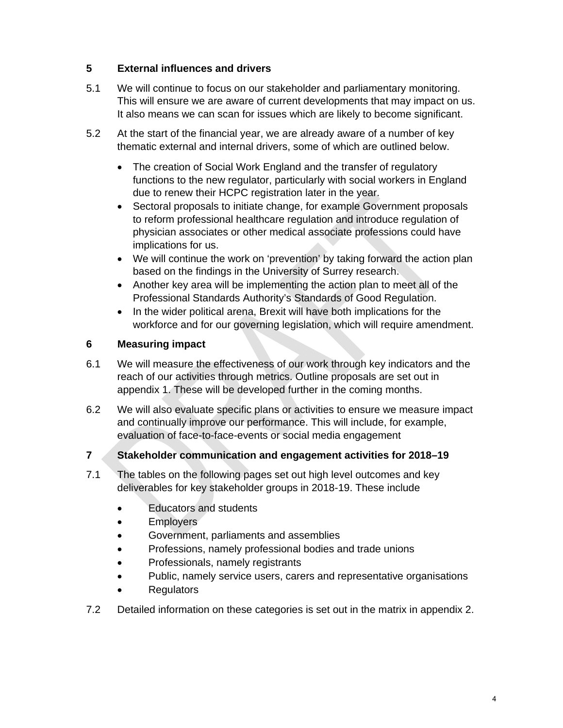## 5 External influences and drivers

5.1 We will continue to focus on our stakeholder and parliamentary monitoring. This will ensure we are aware of current developments that may impact on us. It also means we can scan for issues which are likely to become significant.

5.2 At the start of the financial year, we are already aware of a number of key thematic external and internal drivers, some of which are outlined below.

- The creation of Social Work England and the transfer of regulatory functions to the new regulator, particularly with social workers in England due to renew their HCPC registration later in the year.
- Sectoral proposals to initiate change, for example Government proposals to reform professional healthcare regulation and introduce regulation of physician associates or other medical associate professions could have implications for us.
- We will continue the work on 'prevention' by taking forward the action plan based on the findings in the University of Surrey research.
- Another key area will be implementing the action plan to meet all of the Professional Standards Authority's Standards of Good Regulation.
- In the wider political arena, Brexit will have both implications for the workforce and for our governing legislation, which will require amendment.

## 6 Measuring impact

6.1 We will measure the effectiveness of our work through key indicators and the reach of our activities through metrics. Outline proposals are set out in appendix 1. These will be developed further in the coming months.

6.2 We will also evaluate specific plans or activities to ensure we measure impact and continually improve our performance. This will include, for example, evaluation of face-to-face-events or social media engagement

## 7 Stakeholder communication and engagement activities for 2018–19

7.1 The tables on the following pages set out high level outcomes and key deliverables for key stakeholder groups in 2018-19. These include

- Educators and students
- Employers
- Government, parliaments and assemblies
- Professions, namely professional bodies and trade unions
- Professionals, namely registrants
- Public, namely service users, carers and representative organisations
- Regulators

7.2 Detailed information on these categories is set out in the matrix in appendix 2.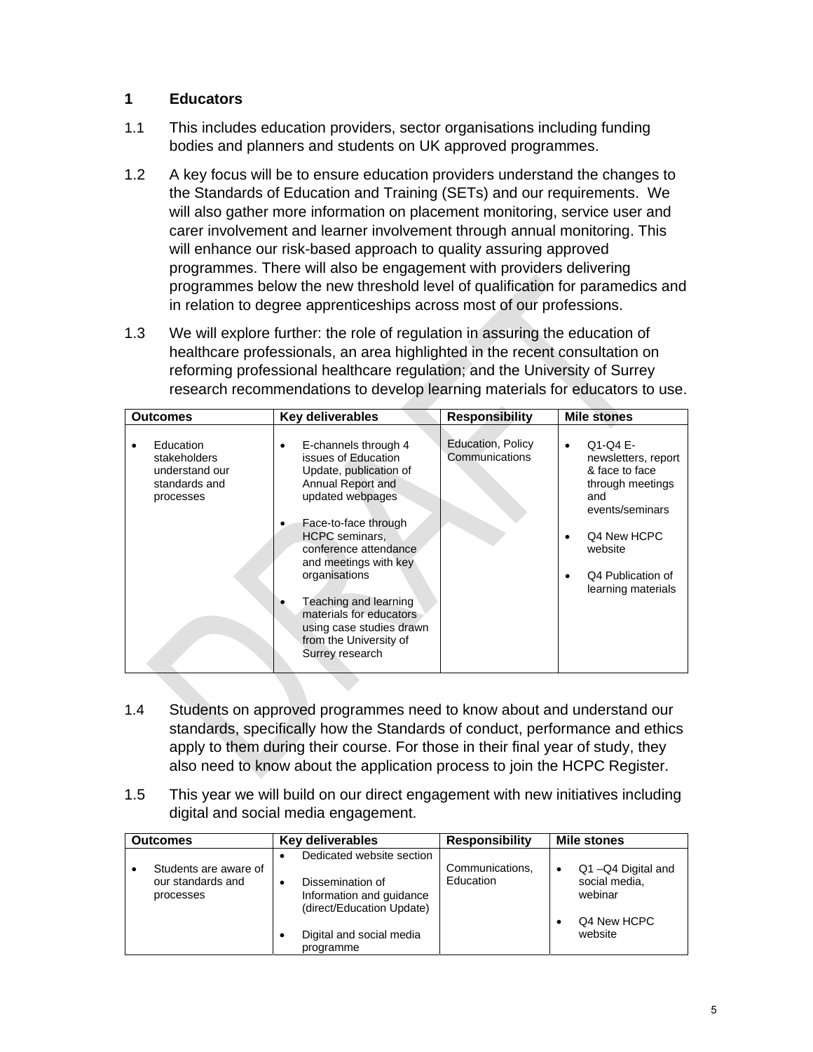## 1 Educators

1.1 This includes education providers, sector organisations including funding bodies and planners and students on UK approved programmes.

1.2 A key focus will be to ensure education providers understand the changes to the Standards of Education and Training (SETs) and our requirements. We will also gather more information on placement monitoring, service user and carer involvement and learner involvement through annual monitoring. This will enhance our risk-based approach to quality assuring approved programmes. There will also be engagement with providers delivering programmes below the new threshold level of qualification for paramedics and in relation to degree apprenticeships across most of our professions.

1.3 We will explore further: the role of regulation in assuring the education of healthcare professionals, an area highlighted in the recent consultation on reforming professional healthcare regulation; and the University of Surrey research recommendations to develop learning materials for educators to use.

| Outcomes | Key deliverables | Responsibility | Mile stones |
|---|---|---|---|
| • Education stakeholders understand our standards and processes | • E-channels through 4 issues of Education Update, publication of Annual Report and updated webpages<br>• Face-to-face through HCPC seminars, conference attendance and meetings with key organisations<br>• Teaching and learning materials for educators using case studies drawn from the University of Surrey research | Education, Policy Communications | • Q1-Q4 E-newsletters, report & face to face through meetings and events/seminars<br>• Q4 New HCPC website<br>• Q4 Publication of learning materials |

1.4 Students on approved programmes need to know about and understand our standards, specifically how the Standards of conduct, performance and ethics apply to them during their course. For those in their final year of study, they also need to know about the application process to join the HCPC Register.

1.5 This year we will build on our direct engagement with new initiatives including digital and social media engagement.

| Outcomes | Key deliverables | Responsibility | Mile stones |
|---|---|---|---|
| • Students are aware of our standards and processes | • Dedicated website section<br>• Dissemination of Information and guidance (direct/Education Update)<br>• Digital and social media programme | Communications, Education | • Q1 –Q4 Digital and social media, webinar<br>• Q4 New HCPC website |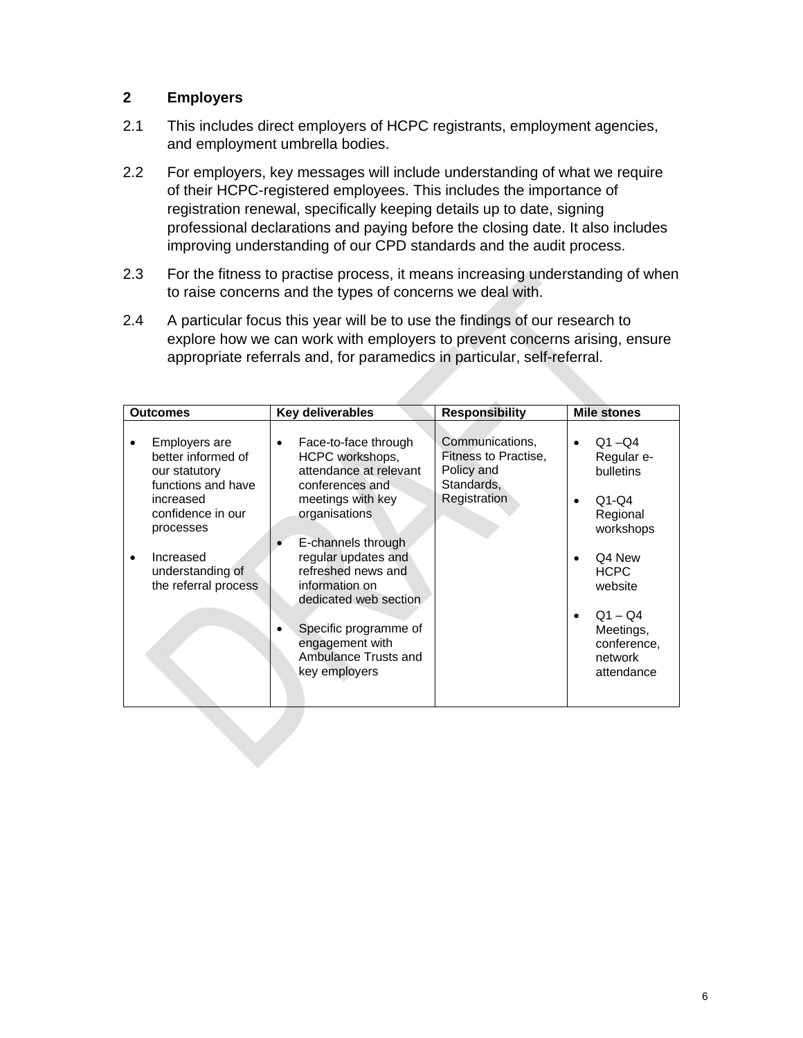## 2 Employers

2.1 This includes direct employers of HCPC registrants, employment agencies, and employment umbrella bodies.

2.2 For employers, key messages will include understanding of what we require of their HCPC-registered employees. This includes the importance of registration renewal, specifically keeping details up to date, signing professional declarations and paying before the closing date. It also includes improving understanding of our CPD standards and the audit process.

2.3 For the fitness to practise process, it means increasing understanding of when to raise concerns and the types of concerns we deal with.

2.4 A particular focus this year will be to use the findings of our research to explore how we can work with employers to prevent concerns arising, ensure appropriate referrals and, for paramedics in particular, self-referral.

| Outcomes | Key deliverables | Responsibility | Mile stones |
|---|---|---|---|
| • Employers are better informed of our statutory functions and have increased confidence in our processes<br><br>• Increased understanding of the referral process | • Face-to-face through HCPC workshops, attendance at relevant conferences and meetings with key organisations<br><br>• E-channels through regular updates and refreshed news and information on dedicated web section<br><br>• Specific programme of engagement with Ambulance Trusts and key employers | Communications, Fitness to Practise, Policy and Standards, Registration | • Q1 –Q4 Regular e-bulletins<br><br>• Q1-Q4 Regional workshops<br><br>• Q4 New HCPC website<br><br>• Q1 – Q4 Meetings, conference, network attendance |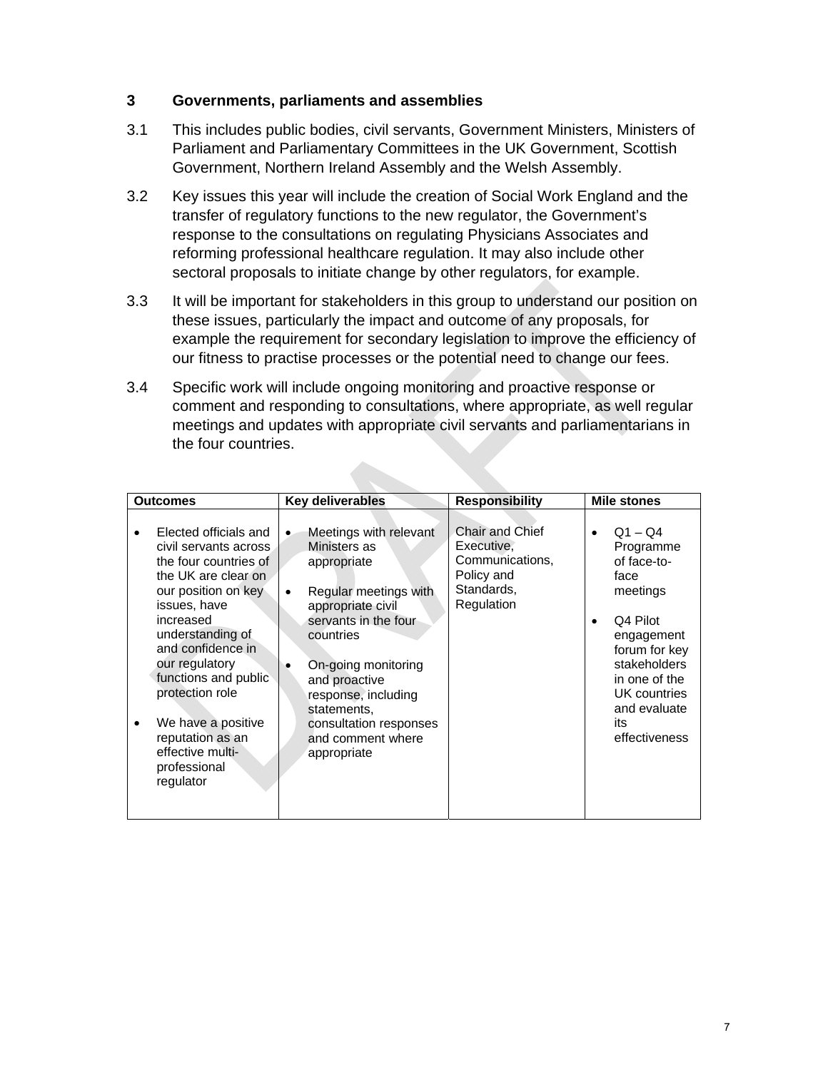## 3 Governments, parliaments and assemblies

3.1 This includes public bodies, civil servants, Government Ministers, Ministers of Parliament and Parliamentary Committees in the UK Government, Scottish Government, Northern Ireland Assembly and the Welsh Assembly.

3.2 Key issues this year will include the creation of Social Work England and the transfer of regulatory functions to the new regulator, the Government's response to the consultations on regulating Physicians Associates and reforming professional healthcare regulation. It may also include other sectoral proposals to initiate change by other regulators, for example.

3.3 It will be important for stakeholders in this group to understand our position on these issues, particularly the impact and outcome of any proposals, for example the requirement for secondary legislation to improve the efficiency of our fitness to practise processes or the potential need to change our fees.

3.4 Specific work will include ongoing monitoring and proactive response or comment and responding to consultations, where appropriate, as well regular meetings and updates with appropriate civil servants and parliamentarians in the four countries.

| Outcomes | Key deliverables | Responsibility | Mile stones |
|---|---|---|---|
| • Elected officials and civil servants across the four countries of the UK are clear on our position on key issues, have increased understanding of and confidence in our regulatory functions and public protection role<br><br>• We have a positive reputation as an effective multi-professional regulator | • Meetings with relevant Ministers as appropriate<br><br>• Regular meetings with appropriate civil servants in the four countries<br><br>• On-going monitoring and proactive response, including statements, consultation responses and comment where appropriate | Chair and Chief Executive, Communications, Policy and Standards, Regulation | • Q1 – Q4 Programme of face-to-face meetings<br><br>• Q4 Pilot engagement forum for key stakeholders in one of the UK countries and evaluate its effectiveness |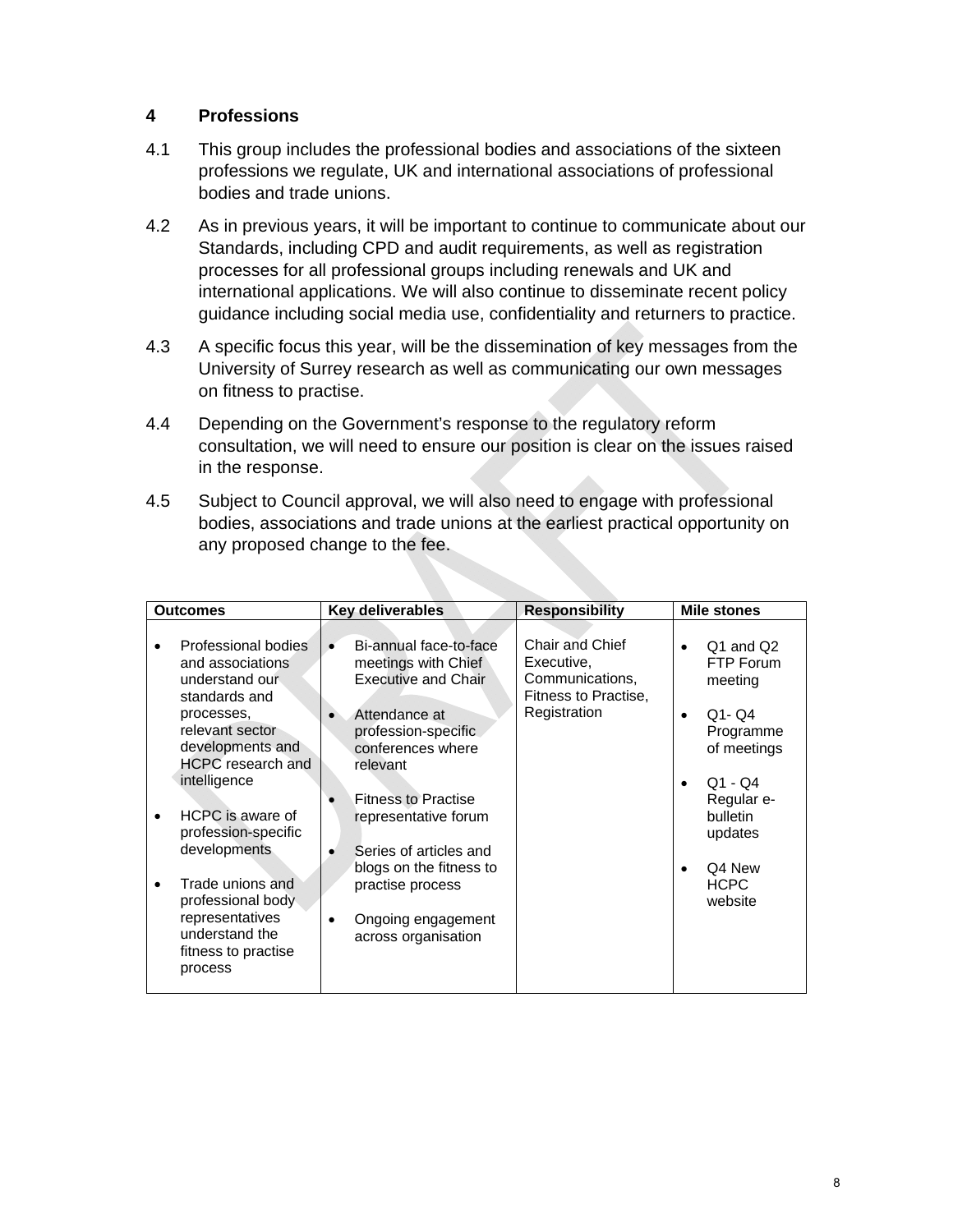## 4 Professions

4.1 This group includes the professional bodies and associations of the sixteen professions we regulate, UK and international associations of professional bodies and trade unions.

4.2 As in previous years, it will be important to continue to communicate about our Standards, including CPD and audit requirements, as well as registration processes for all professional groups including renewals and UK and international applications. We will also continue to disseminate recent policy guidance including social media use, confidentiality and returners to practice.

4.3 A specific focus this year, will be the dissemination of key messages from the University of Surrey research as well as communicating our own messages on fitness to practise.

4.4 Depending on the Government's response to the regulatory reform consultation, we will need to ensure our position is clear on the issues raised in the response.

4.5 Subject to Council approval, we will also need to engage with professional bodies, associations and trade unions at the earliest practical opportunity on any proposed change to the fee.

| Outcomes | Key deliverables | Responsibility | Mile stones |
|---|---|---|---|
| • Professional bodies and associations understand our standards and processes, relevant sector developments and HCPC research and intelligence<br><br>• HCPC is aware of profession-specific developments<br><br>• Trade unions and professional body representatives understand the fitness to practise process | • Bi-annual face-to-face meetings with Chief Executive and Chair<br><br>• Attendance at profession-specific conferences where relevant<br><br>• Fitness to Practise representative forum<br><br>• Series of articles and blogs on the fitness to practise process<br><br>• Ongoing engagement across organisation | Chair and Chief Executive, Communications, Fitness to Practise, Registration | • Q1 and Q2 FTP Forum meeting<br><br>• Q1- Q4 Programme of meetings<br><br>• Q1 - Q4 Regular e-bulletin updates<br><br>• Q4 New HCPC website |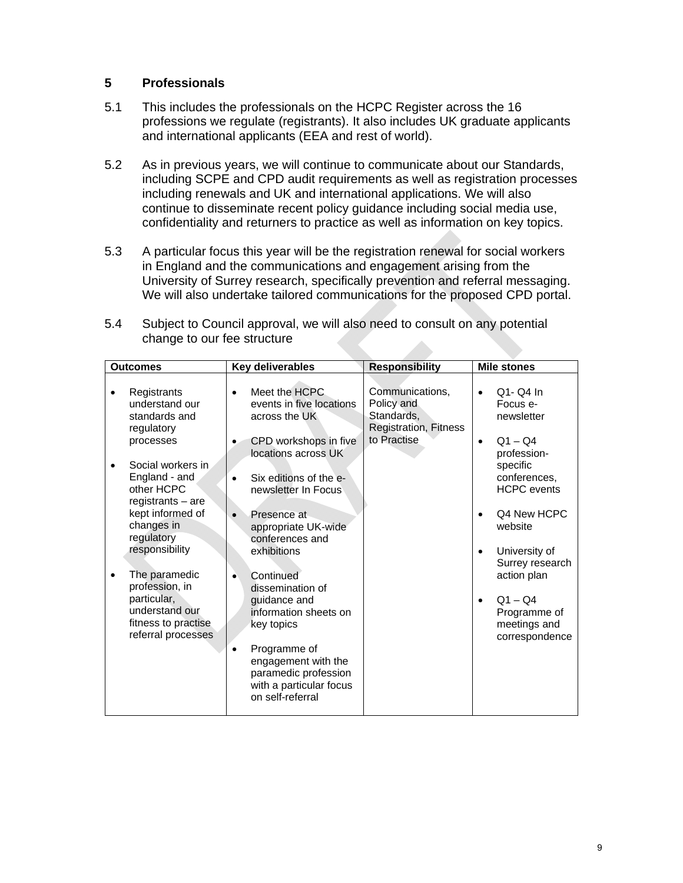## 5 Professionals

5.1 This includes the professionals on the HCPC Register across the 16 professions we regulate (registrants). It also includes UK graduate applicants and international applicants (EEA and rest of world).

5.2 As in previous years, we will continue to communicate about our Standards, including SCPE and CPD audit requirements as well as registration processes including renewals and UK and international applications. We will also continue to disseminate recent policy guidance including social media use, confidentiality and returners to practice as well as information on key topics.

5.3 A particular focus this year will be the registration renewal for social workers in England and the communications and engagement arising from the University of Surrey research, specifically prevention and referral messaging. We will also undertake tailored communications for the proposed CPD portal.

5.4 Subject to Council approval, we will also need to consult on any potential change to our fee structure

| Outcomes | Key deliverables | Responsibility | Mile stones |
|---|---|---|---|
| • Registrants understand our standards and regulatory processes<br><br>• Social workers in England - and other HCPC registrants – are kept informed of changes in regulatory responsibility<br><br>• The paramedic profession, in particular, understand our fitness to practise referral processes | • Meet the HCPC events in five locations across the UK<br><br>• CPD workshops in five locations across UK<br><br>• Six editions of the e-newsletter In Focus<br><br>• Presence at appropriate UK-wide conferences and exhibitions<br><br>• Continued dissemination of guidance and information sheets on key topics<br><br>• Programme of engagement with the paramedic profession with a particular focus on self-referral | Communications, Policy and Standards, Registration, Fitness to Practise | • Q1- Q4 In Focus e-newsletter<br><br>• Q1 – Q4 profession-specific conferences, HCPC events<br><br>• Q4 New HCPC website<br><br>• University of Surrey research action plan<br><br>• Q1 – Q4 Programme of meetings and correspondence |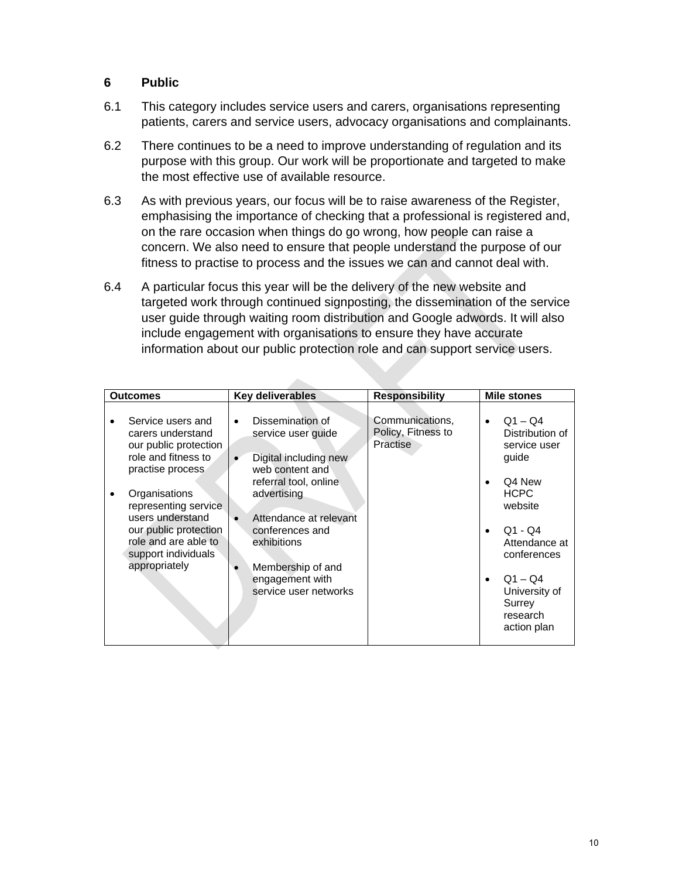## 6 Public

6.1 This category includes service users and carers, organisations representing patients, carers and service users, advocacy organisations and complainants.

6.2 There continues to be a need to improve understanding of regulation and its purpose with this group. Our work will be proportionate and targeted to make the most effective use of available resource.

6.3 As with previous years, our focus will be to raise awareness of the Register, emphasising the importance of checking that a professional is registered and, on the rare occasion when things do go wrong, how people can raise a concern. We also need to ensure that people understand the purpose of our fitness to practise to process and the issues we can and cannot deal with.

6.4 A particular focus this year will be the delivery of the new website and targeted work through continued signposting, the dissemination of the service user guide through waiting room distribution and Google adwords. It will also include engagement with organisations to ensure they have accurate information about our public protection role and can support service users.

| Outcomes | Key deliverables | Responsibility | Mile stones |
|---|---|---|---|
| • Service users and carers understand our public protection role and fitness to practise process<br><br>• Organisations representing service users understand our public protection role and are able to support individuals appropriately | • Dissemination of service user guide<br><br>• Digital including new web content and referral tool, online advertising<br><br>• Attendance at relevant conferences and exhibitions<br><br>• Membership of and engagement with service user networks | Communications, Policy, Fitness to Practise | • Q1 – Q4 Distribution of service user guide<br><br>• Q4 New HCPC website<br><br>• Q1 - Q4 Attendance at conferences<br><br>• Q1 – Q4 University of Surrey research action plan |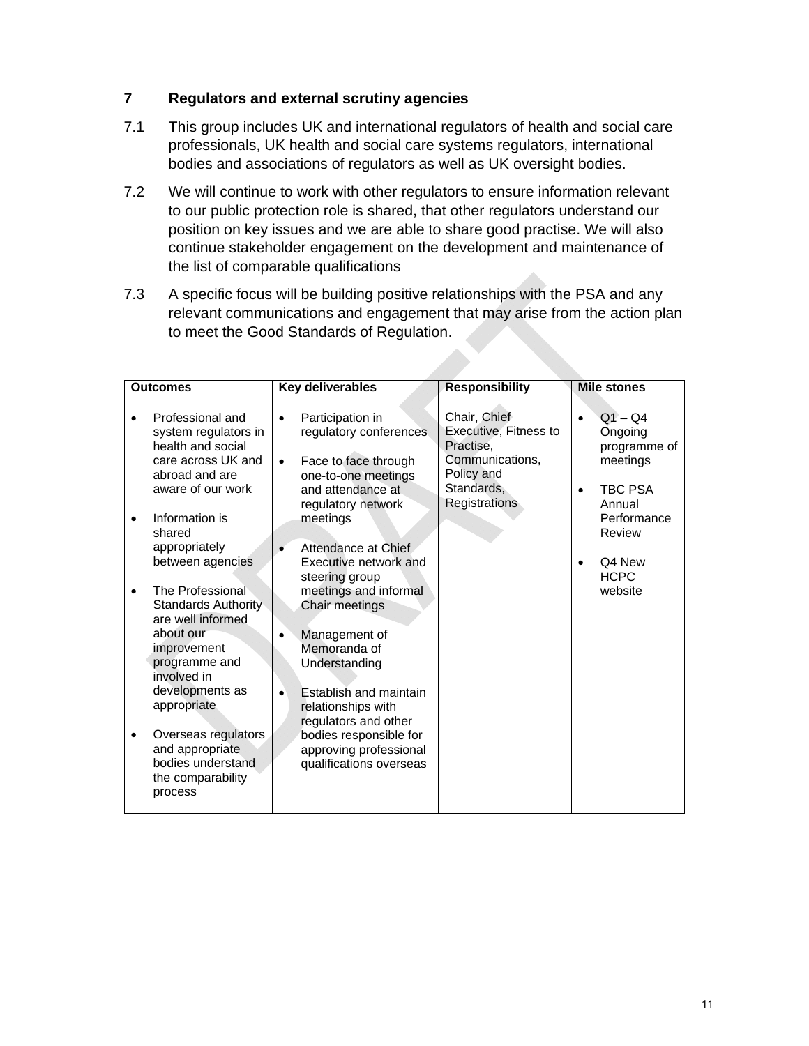## 7 Regulators and external scrutiny agencies

7.1 This group includes UK and international regulators of health and social care professionals, UK health and social care systems regulators, international bodies and associations of regulators as well as UK oversight bodies.

7.2 We will continue to work with other regulators to ensure information relevant to our public protection role is shared, that other regulators understand our position on key issues and we are able to share good practise. We will also continue stakeholder engagement on the development and maintenance of the list of comparable qualifications

7.3 A specific focus will be building positive relationships with the PSA and any relevant communications and engagement that may arise from the action plan to meet the Good Standards of Regulation.

| Outcomes | Key deliverables | Responsibility | Mile stones |
|---|---|---|---|
| • Professional and system regulators in health and social care across UK and abroad and are aware of our work<br><br>• Information is shared appropriately between agencies<br><br>• The Professional Standards Authority are well informed about our improvement programme and involved in developments as appropriate<br><br>• Overseas regulators and appropriate bodies understand the comparability process | • Participation in regulatory conferences<br><br>• Face to face through one-to-one meetings and attendance at regulatory network meetings<br><br>• Attendance at Chief Executive network and steering group meetings and informal Chair meetings<br><br>• Management of Memoranda of Understanding<br><br>• Establish and maintain relationships with regulators and other bodies responsible for approving professional qualifications overseas | Chair, Chief Executive, Fitness to Practise, Communications, Policy and Standards, Registrations | • Q1 – Q4 Ongoing programme of meetings<br><br>• TBC PSA Annual Performance Review<br><br>• Q4 New HCPC website |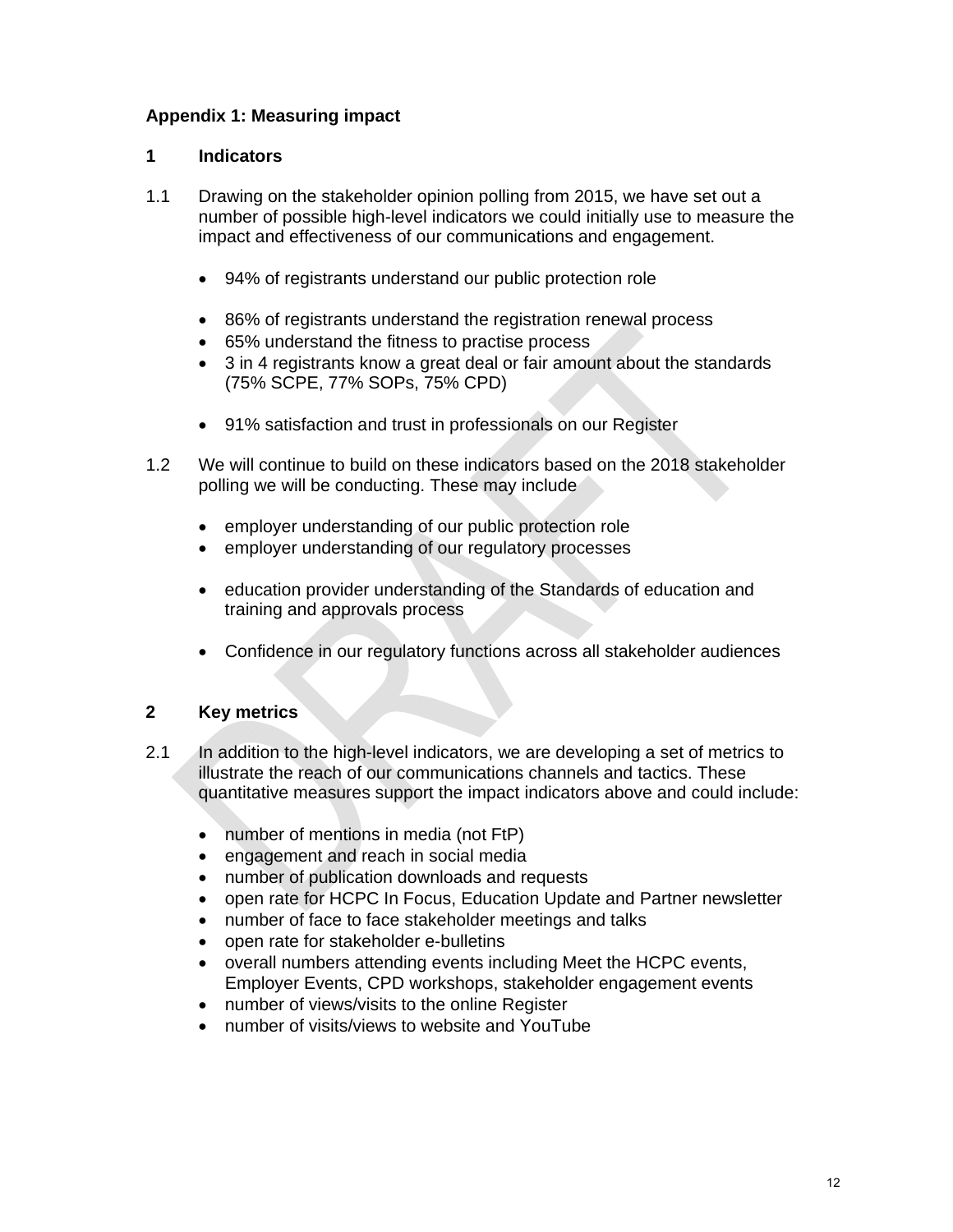## Appendix 1: Measuring impact

### 1 Indicators

1.1 Drawing on the stakeholder opinion polling from 2015, we have set out a number of possible high-level indicators we could initially use to measure the impact and effectiveness of our communications and engagement.

- 94% of registrants understand our public protection role

- 86% of registrants understand the registration renewal process
- 65% understand the fitness to practise process
- 3 in 4 registrants know a great deal or fair amount about the standards (75% SCPE, 77% SOPs, 75% CPD)

- 91% satisfaction and trust in professionals on our Register

1.2 We will continue to build on these indicators based on the 2018 stakeholder polling we will be conducting. These may include

- employer understanding of our public protection role
- employer understanding of our regulatory processes

- education provider understanding of the Standards of education and training and approvals process

- Confidence in our regulatory functions across all stakeholder audiences

### 2 Key metrics

2.1 In addition to the high-level indicators, we are developing a set of metrics to illustrate the reach of our communications channels and tactics. These quantitative measures support the impact indicators above and could include:

- number of mentions in media (not FtP)
- engagement and reach in social media
- number of publication downloads and requests
- open rate for HCPC In Focus, Education Update and Partner newsletter
- number of face to face stakeholder meetings and talks
- open rate for stakeholder e-bulletins
- overall numbers attending events including Meet the HCPC events, Employer Events, CPD workshops, stakeholder engagement events
- number of views/visits to the online Register
- number of visits/views to website and YouTube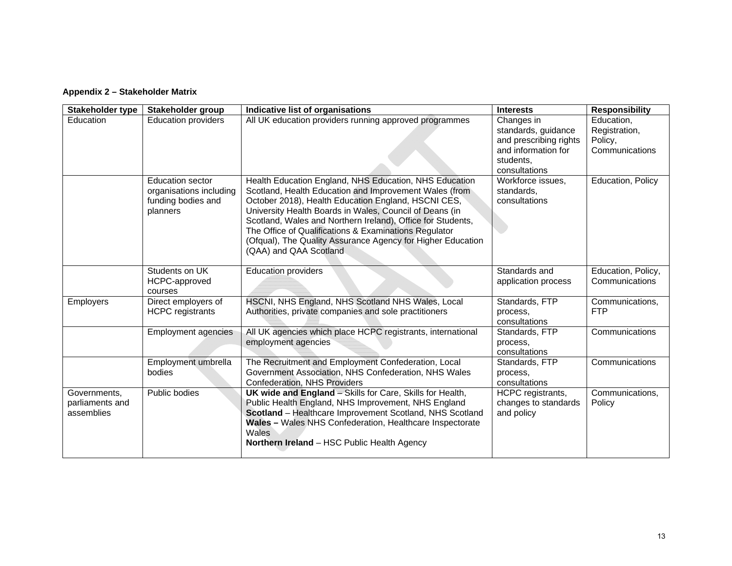**Appendix 2 – Stakeholder Matrix**

| Stakeholder type | Stakeholder group | Indicative list of organisations | Interests | Responsibility |
| --- | --- | --- | --- | --- |
| Education | Education providers | All UK education providers running approved programmes | Changes in standards, guidance and prescribing rights and information for students, consultations | Education, Registration, Policy, Communications |
| | Education sector organisations including funding bodies and planners | Health Education England, NHS Education, NHS Education Scotland, Health Education and Improvement Wales (from October 2018), Health Education England, HSCNI CES, University Health Boards in Wales, Council of Deans (in Scotland, Wales and Northern Ireland), Office for Students, The Office of Qualifications & Examinations Regulator (Ofqual), The Quality Assurance Agency for Higher Education (QAA) and QAA Scotland | Workforce issues, standards, consultations | Education, Policy |
| | Students on UK HCPC-approved courses | Education providers | Standards and application process | Education, Policy, Communications |
| Employers | Direct employers of HCPC registrants | HSCNI, NHS England, NHS Scotland NHS Wales, Local Authorities, private companies and sole practitioners | Standards, FTP process, consultations | Communications, FTP |
| | Employment agencies | All UK agencies which place HCPC registrants, international employment agencies | Standards, FTP process, consultations | Communications |
| | Employment umbrella bodies | The Recruitment and Employment Confederation, Local Government Association, NHS Confederation, NHS Wales Confederation, NHS Providers | Standards, FTP process, consultations | Communications |
| Governments, parliaments and assemblies | Public bodies | **UK wide and England** – Skills for Care, Skills for Health, Public Health England, NHS Improvement, NHS England **Scotland** – Healthcare Improvement Scotland, NHS Scotland **Wales –** Wales NHS Confederation, Healthcare Inspectorate Wales **Northern Ireland** – HSC Public Health Agency | HCPC registrants, changes to standards and policy | Communications, Policy |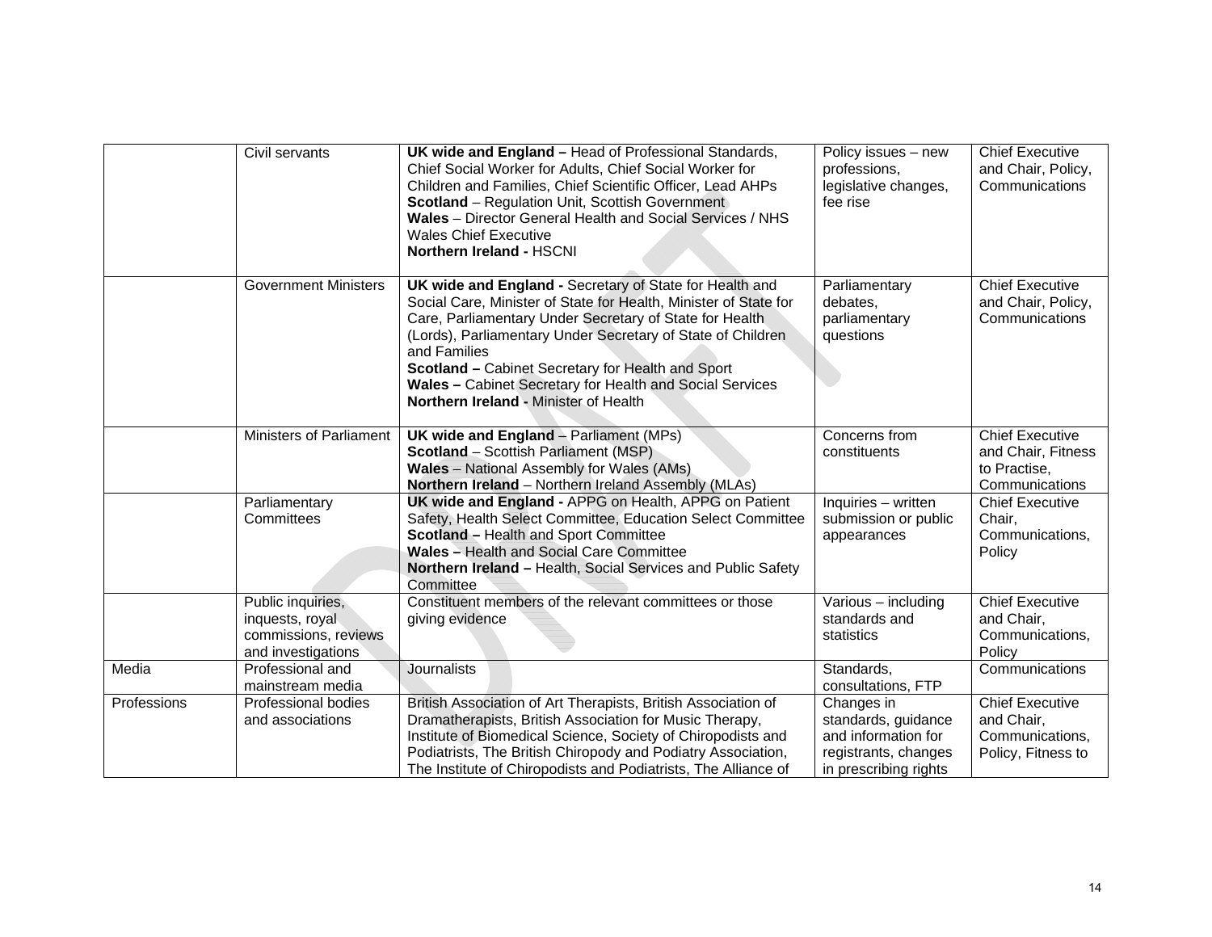| | | | | |
|---|---|---|---|---|
| | Civil servants | **UK wide and England –** Head of Professional Standards, Chief Social Worker for Adults, Chief Social Worker for Children and Families, Chief Scientific Officer, Lead AHPs<br>**Scotland** – Regulation Unit, Scottish Government<br>**Wales** – Director General Health and Social Services / NHS Wales Chief Executive<br>**Northern Ireland -** HSCNI | Policy issues – new professions, legislative changes, fee rise | Chief Executive and Chair, Policy, Communications |
| | Government Ministers | **UK wide and England -** Secretary of State for Health and Social Care, Minister of State for Health, Minister of State for Care, Parliamentary Under Secretary of State for Health (Lords), Parliamentary Under Secretary of State of Children and Families<br>**Scotland –** Cabinet Secretary for Health and Sport<br>**Wales –** Cabinet Secretary for Health and Social Services<br>**Northern Ireland -** Minister of Health | Parliamentary debates, parliamentary questions | Chief Executive and Chair, Policy, Communications |
| | Ministers of Parliament | **UK wide and England** – Parliament (MPs)<br>**Scotland** – Scottish Parliament (MSP)<br>**Wales** – National Assembly for Wales (AMs)<br>**Northern Ireland** – Northern Ireland Assembly (MLAs) | Concerns from constituents | Chief Executive and Chair, Fitness to Practise, Communications |
| | Parliamentary Committees | **UK wide and England -** APPG on Health, APPG on Patient Safety, Health Select Committee, Education Select Committee<br>**Scotland –** Health and Sport Committee<br>**Wales –** Health and Social Care Committee<br>**Northern Ireland –** Health, Social Services and Public Safety Committee | Inquiries – written submission or public appearances | Chief Executive Chair, Communications, Policy |
| | Public inquiries, inquests, royal commissions, reviews and investigations | Constituent members of the relevant committees or those giving evidence | Various – including standards and statistics | Chief Executive and Chair, Communications, Policy |
| Media | Professional and mainstream media | Journalists | Standards, consultations, FTP | Communications |
| Professions | Professional bodies and associations | British Association of Art Therapists, British Association of Dramatherapists, British Association for Music Therapy, Institute of Biomedical Science, Society of Chiropodists and Podiatrists, The British Chiropody and Podiatry Association, The Institute of Chiropodists and Podiatrists, The Alliance of | Changes in standards, guidance and information for registrants, changes in prescribing rights | Chief Executive and Chair, Communications, Policy, Fitness to |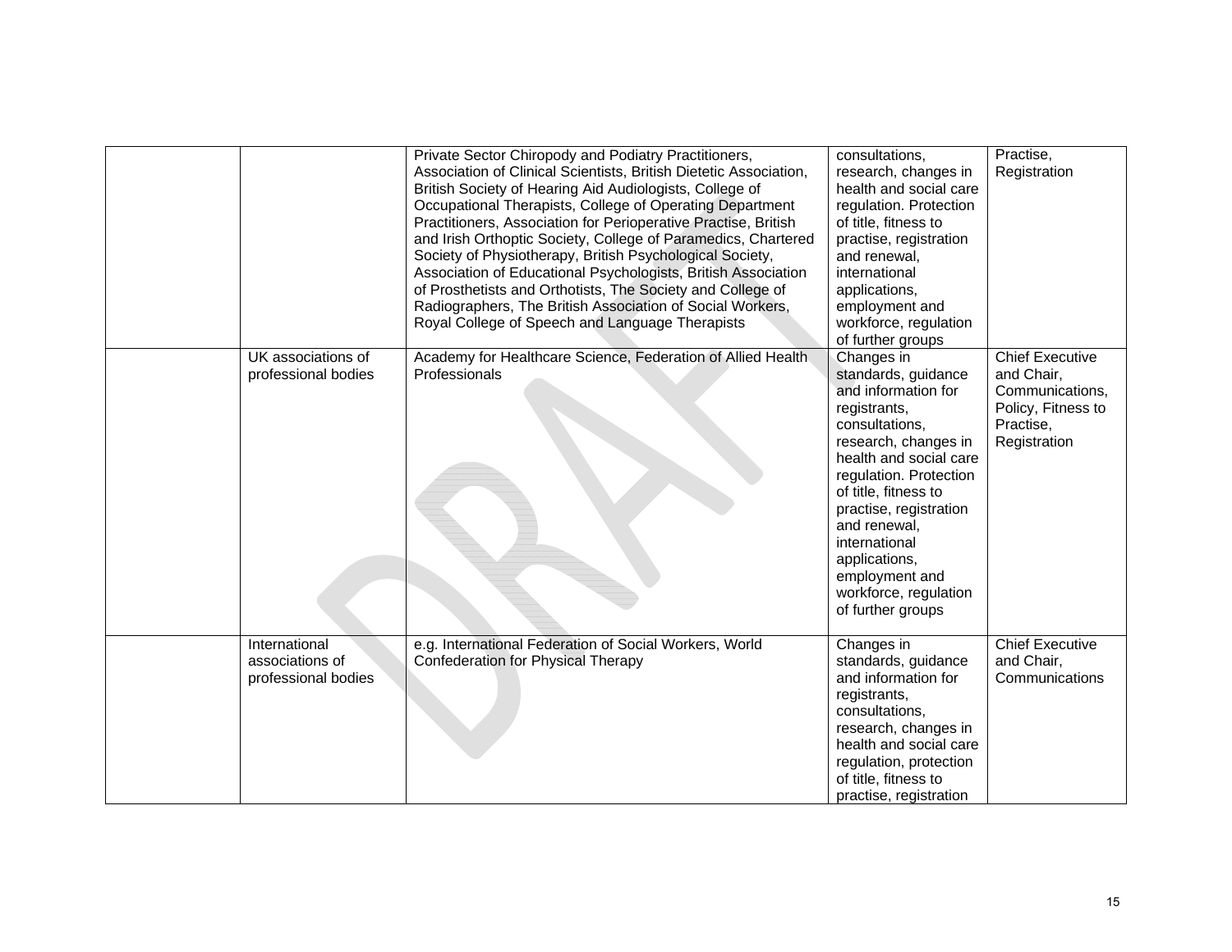| | | | | |
|---|---|---|---|---|
| | | Private Sector Chiropody and Podiatry Practitioners, Association of Clinical Scientists, British Dietetic Association, British Society of Hearing Aid Audiologists, College of Occupational Therapists, College of Operating Department Practitioners, Association for Perioperative Practise, British and Irish Orthoptic Society, College of Paramedics, Chartered Society of Physiotherapy, British Psychological Society, Association of Educational Psychologists, British Association of Prosthetists and Orthotists, The Society and College of Radiographers, The British Association of Social Workers, Royal College of Speech and Language Therapists | consultations, research, changes in health and social care regulation. Protection of title, fitness to practise, registration and renewal, international applications, employment and workforce, regulation of further groups | Practise, Registration |
| | UK associations of professional bodies | Academy for Healthcare Science, Federation of Allied Health Professionals | Changes in standards, guidance and information for registrants, consultations, research, changes in health and social care regulation. Protection of title, fitness to practise, registration and renewal, international applications, employment and workforce, regulation of further groups | Chief Executive and Chair, Communications, Policy, Fitness to Practise, Registration |
| | International associations of professional bodies | e.g. International Federation of Social Workers, World Confederation for Physical Therapy | Changes in standards, guidance and information for registrants, consultations, research, changes in health and social care regulation, protection of title, fitness to practise, registration | Chief Executive and Chair, Communications |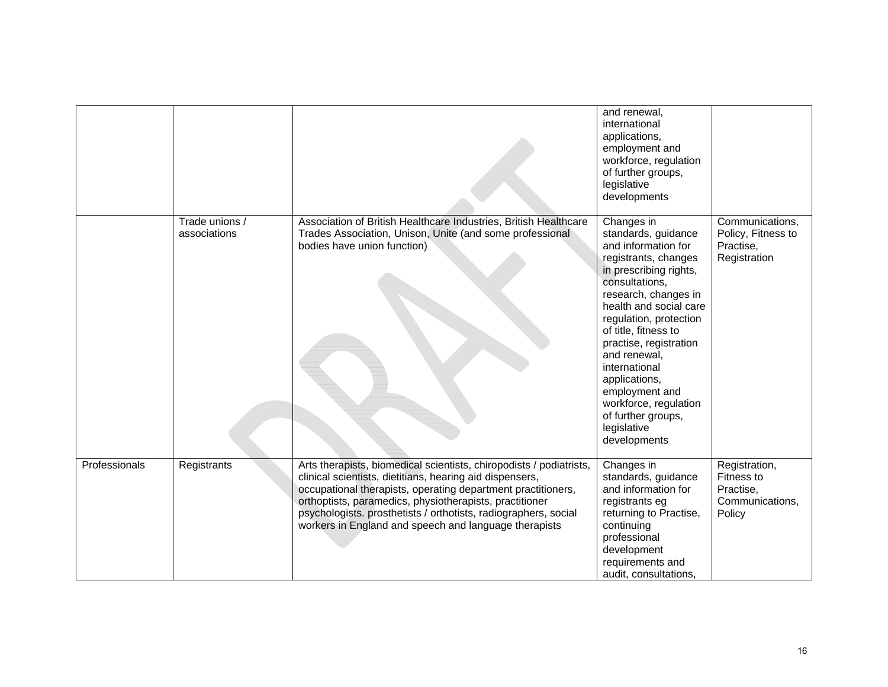| | | | and renewal, international applications, employment and workforce, regulation of further groups, legislative developments | |
|---|---|---|---|---|
| | Trade unions / associations | Association of British Healthcare Industries, British Healthcare Trades Association, Unison, Unite (and some professional bodies have union function) | Changes in standards, guidance and information for registrants, changes in prescribing rights, consultations, research, changes in health and social care regulation, protection of title, fitness to practise, registration and renewal, international applications, employment and workforce, regulation of further groups, legislative developments | Communications, Policy, Fitness to Practise, Registration |
| Professionals | Registrants | Arts therapists, biomedical scientists, chiropodists / podiatrists, clinical scientists, dietitians, hearing aid dispensers, occupational therapists, operating department practitioners, orthoptists, paramedics, physiotherapists, practitioner psychologists. prosthetists / orthotists, radiographers, social workers in England and speech and language therapists | Changes in standards, guidance and information for registrants eg returning to Practise, continuing professional development requirements and audit, consultations, | Registration, Fitness to Practise, Communications, Policy |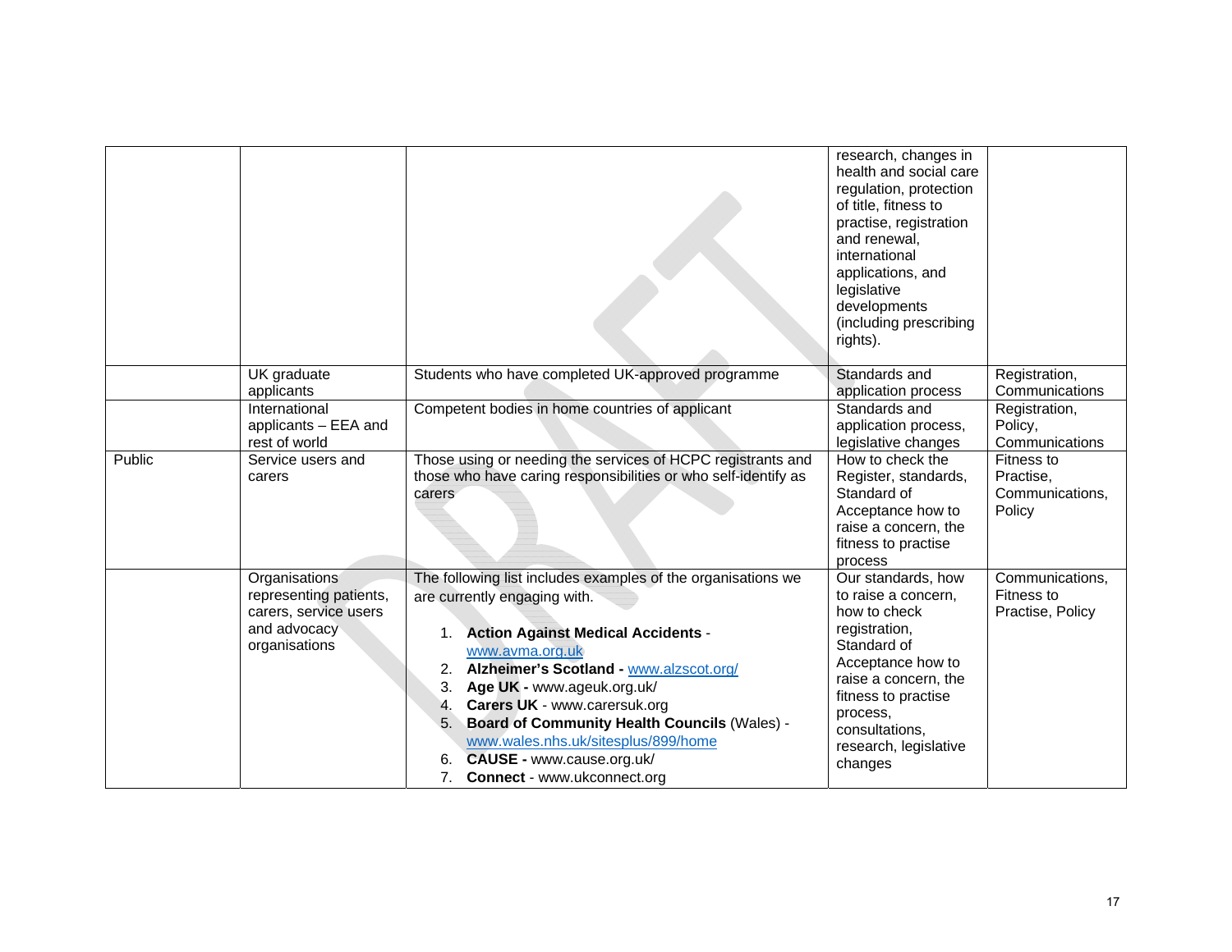| | | | | |
|---|---|---|---|---|
| | | | research, changes in health and social care regulation, protection of title, fitness to practise, registration and renewal, international applications, and legislative developments (including prescribing rights). | |
| | UK graduate applicants | Students who have completed UK-approved programme | Standards and application process | Registration, Communications |
| | International applicants – EEA and rest of world | Competent bodies in home countries of applicant | Standards and application process, legislative changes | Registration, Policy, Communications |
| Public | Service users and carers | Those using or needing the services of HCPC registrants and those who have caring responsibilities or who self-identify as carers | How to check the Register, standards, Standard of Acceptance how to raise a concern, the fitness to practise process | Fitness to Practise, Communications, Policy |
| | Organisations representing patients, carers, service users and advocacy organisations | The following list includes examples of the organisations we are currently engaging with.<br><br>1. **Action Against Medical Accidents** - www.avma.org.uk<br>2. **Alzheimer's Scotland -** www.alzscot.org/<br>3. **Age UK -** www.ageuk.org.uk/<br>4. **Carers UK** - www.carersuk.org<br>5. **Board of Community Health Councils** (Wales) - www.wales.nhs.uk/sitesplus/899/home<br>6. **CAUSE -** www.cause.org.uk/<br>7. **Connect** - www.ukconnect.org | Our standards, how to raise a concern, how to check registration, Standard of Acceptance how to raise a concern, the fitness to practise process, consultations, research, legislative changes | Communications, Fitness to Practise, Policy |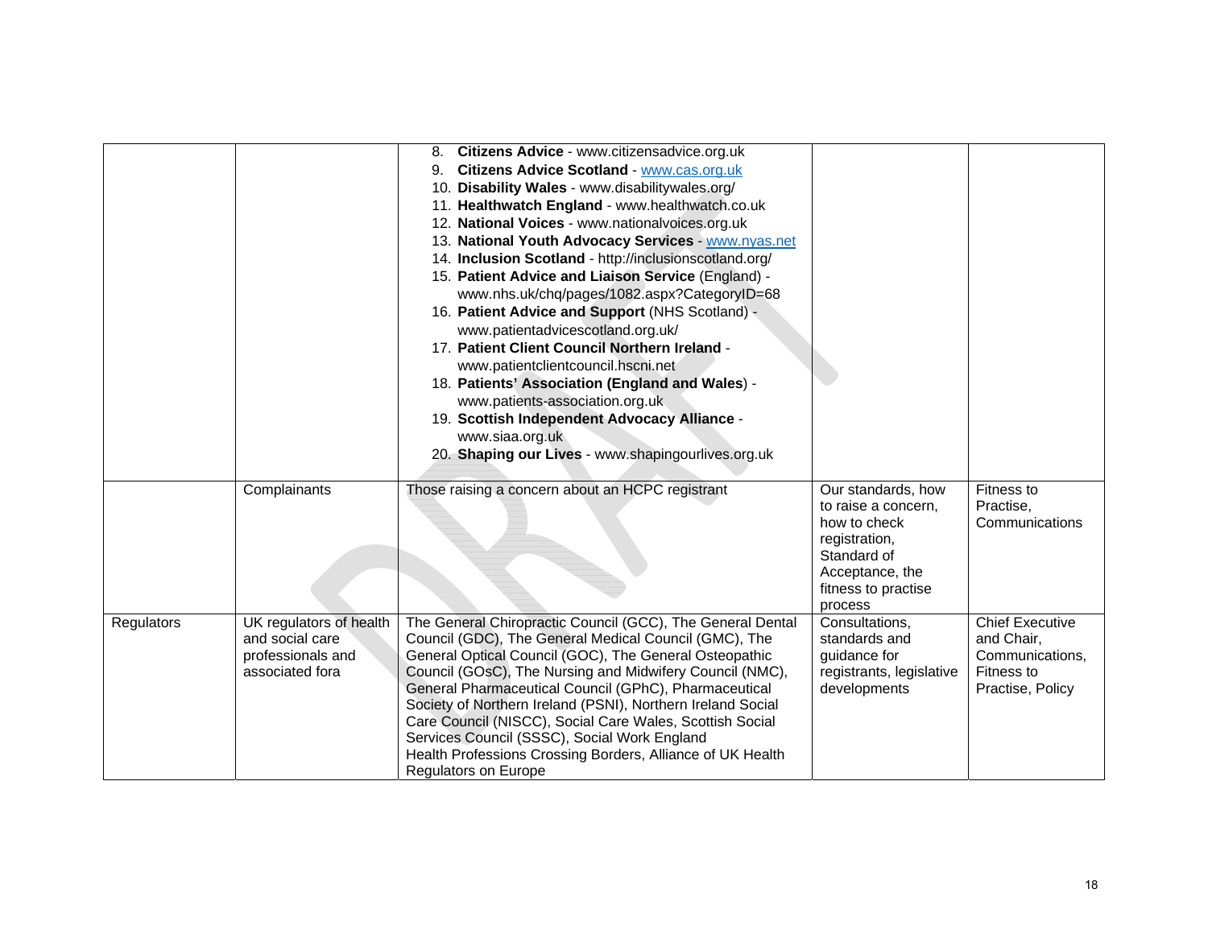| | | | | |
|---|---|---|---|---|
| | | 8. **Citizens Advice** - www.citizensadvice.org.uk<br>9. **Citizens Advice Scotland** - www.cas.org.uk<br>10. **Disability Wales** - www.disabilitywales.org/<br>11. **Healthwatch England** - www.healthwatch.co.uk<br>12. **National Voices** - www.nationalvoices.org.uk<br>13. **National Youth Advocacy Services** - www.nyas.net<br>14. **Inclusion Scotland** - http://inclusionscotland.org/<br>15. **Patient Advice and Liaison Service** (England) - www.nhs.uk/chq/pages/1082.aspx?CategoryID=68<br>16. **Patient Advice and Support** (NHS Scotland) - www.patientadvicescotland.org.uk/<br>17. **Patient Client Council Northern Ireland** - www.patientclientcouncil.hscni.net<br>18. **Patients' Association (England and Wales**) - www.patients-association.org.uk<br>19. **Scottish Independent Advocacy Alliance** - www.siaa.org.uk<br>20. **Shaping our Lives** - www.shapingourlives.org.uk | | |
| | Complainants | Those raising a concern about an HCPC registrant | Our standards, how to raise a concern, how to check registration, Standard of Acceptance, the fitness to practise process | Fitness to Practise, Communications |
| Regulators | UK regulators of health and social care professionals and associated fora | The General Chiropractic Council (GCC), The General Dental Council (GDC), The General Medical Council (GMC), The General Optical Council (GOC), The General Osteopathic Council (GOsC), The Nursing and Midwifery Council (NMC), General Pharmaceutical Council (GPhC), Pharmaceutical Society of Northern Ireland (PSNI), Northern Ireland Social Care Council (NISCC), Social Care Wales, Scottish Social Services Council (SSSC), Social Work England<br>Health Professions Crossing Borders, Alliance of UK Health Regulators on Europe | Consultations, standards and guidance for registrants, legislative developments | Chief Executive and Chair, Communications, Fitness to Practise, Policy |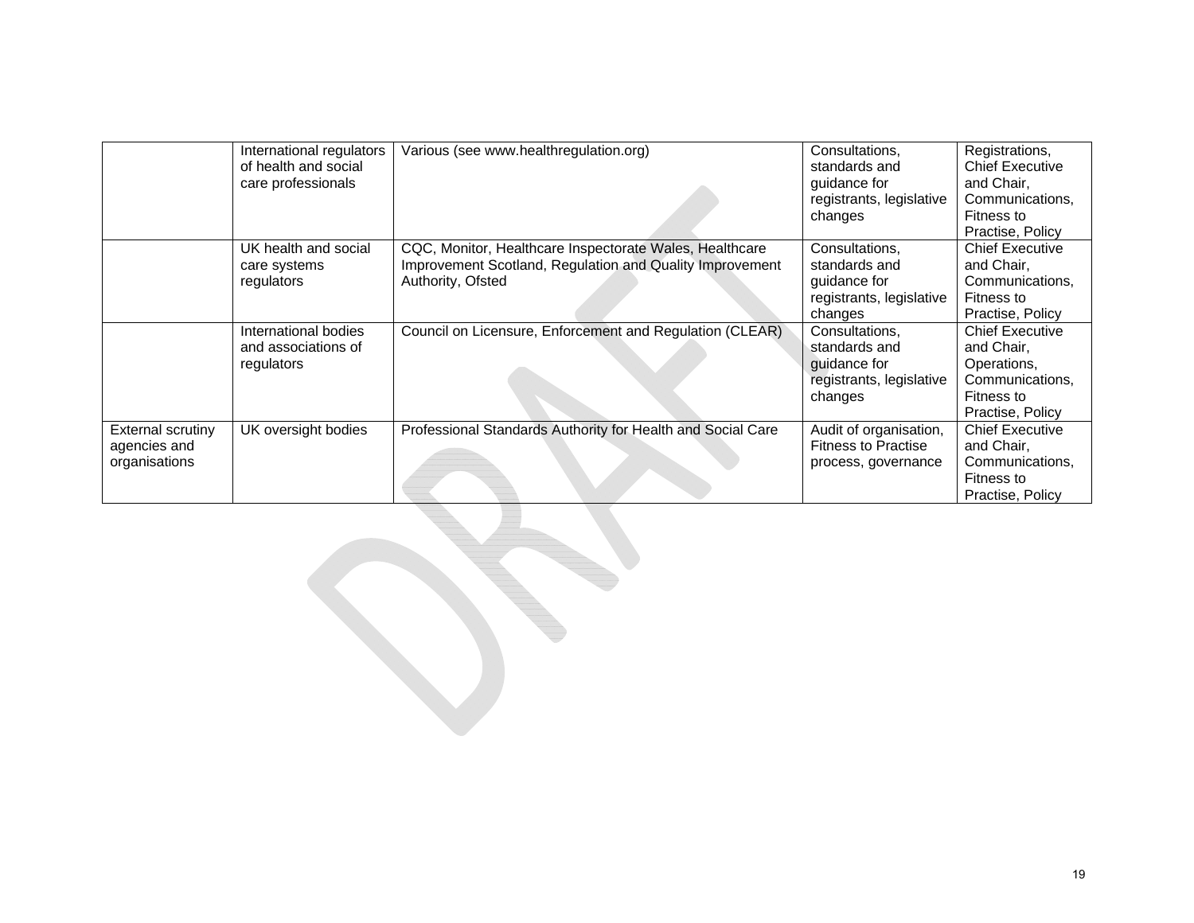| | | | | |
|---|---|---|---|---|
| | International regulators of health and social care professionals | Various (see www.healthregulation.org) | Consultations, standards and guidance for registrants, legislative changes | Registrations, Chief Executive and Chair, Communications, Fitness to Practise, Policy |
| | UK health and social care systems regulators | CQC, Monitor, Healthcare Inspectorate Wales, Healthcare Improvement Scotland, Regulation and Quality Improvement Authority, Ofsted | Consultations, standards and guidance for registrants, legislative changes | Chief Executive and Chair, Communications, Fitness to Practise, Policy |
| | International bodies and associations of regulators | Council on Licensure, Enforcement and Regulation (CLEAR) | Consultations, standards and guidance for registrants, legislative changes | Chief Executive and Chair, Operations, Communications, Fitness to Practise, Policy |
| External scrutiny agencies and organisations | UK oversight bodies | Professional Standards Authority for Health and Social Care | Audit of organisation, Fitness to Practise process, governance | Chief Executive and Chair, Communications, Fitness to Practise, Policy |